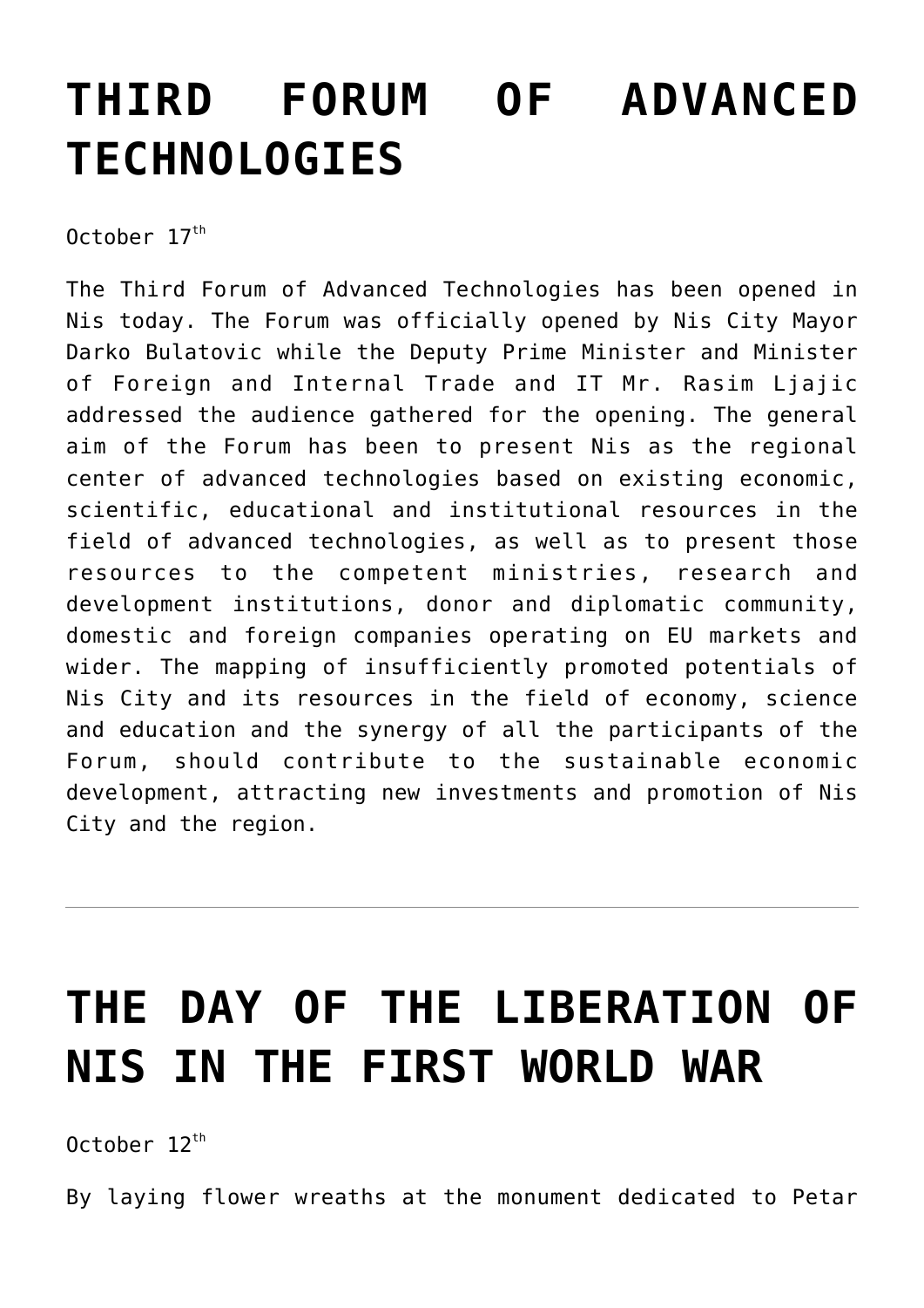# THIRD FORUM OF ADVANCED TECHNOLOGIES

October 17th

The Third Forum of Advanced Technologies has been opened in Nis today. The Forum was officially opened by Nis City Mayor Darko Bulatovic while the Deputy Prime Minister and Minister of Foreign and Internal Trade and IT Mr. Rasim Ljajic addressed the audience gathered for the opening. The general aim of the Forum has been to present Nis as the regional center of advanced technologies based on existing economic, scientific, educational and institutional resources in the field of advanced technologies, as well as to present those resources to the competent ministries, research and development institutions, donor and diplomatic community, domestic and foreign companies operating on EU markets and wider. The mapping of insufficiently promoted potentials of Nis City and its resources in the field of economy, science and education and the synergy of all the participants of the Forum, should contribute to the sustainable economic development, attracting new investments and promotion of Nis City and the region.

---

# THE DAY OF THE LIBERATION OF NIS IN THE FIRST WORLD WAR

October 12th

By laying flower wreaths at the monument dedicated to Petar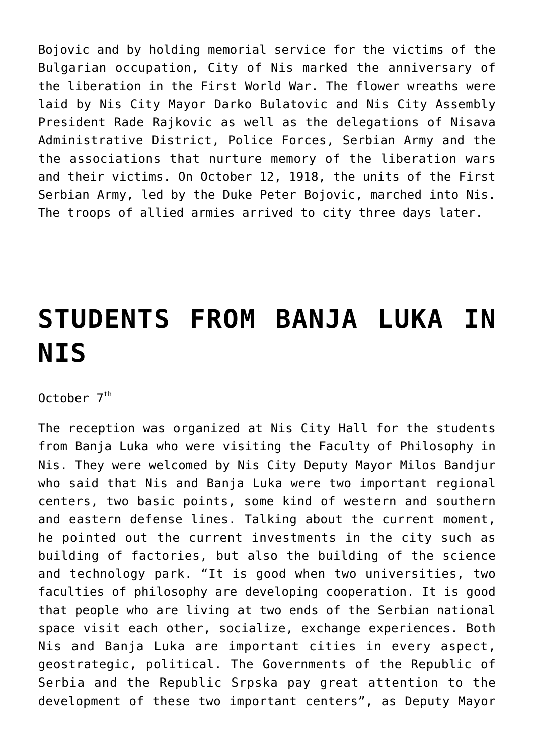Bojovic and by holding memorial service for the victims of the Bulgarian occupation, City of Nis marked the anniversary of the liberation in the First World War. The flower wreaths were laid by Nis City Mayor Darko Bulatovic and Nis City Assembly President Rade Rajkovic as well as the delegations of Nisava Administrative District, Police Forces, Serbian Army and the the associations that nurture memory of the liberation wars and their victims. On October 12, 1918, the units of the First Serbian Army, led by the Duke Peter Bojovic, marched into Nis. The troops of allied armies arrived to city three days later.

---

# STUDENTS FROM BANJA LUKA IN NIS

October 7th

The reception was organized at Nis City Hall for the students from Banja Luka who were visiting the Faculty of Philosophy in Nis. They were welcomed by Nis City Deputy Mayor Milos Bandjur who said that Nis and Banja Luka were two important regional centers, two basic points, some kind of western and southern and eastern defense lines. Talking about the current moment, he pointed out the current investments in the city such as building of factories, but also the building of the science and technology park. "It is good when two universities, two faculties of philosophy are developing cooperation. It is good that people who are living at two ends of the Serbian national space visit each other, socialize, exchange experiences. Both Nis and Banja Luka are important cities in every aspect, geostrategic, political. The Governments of the Republic of Serbia and the Republic Srpska pay great attention to the development of these two important centers", as Deputy Mayor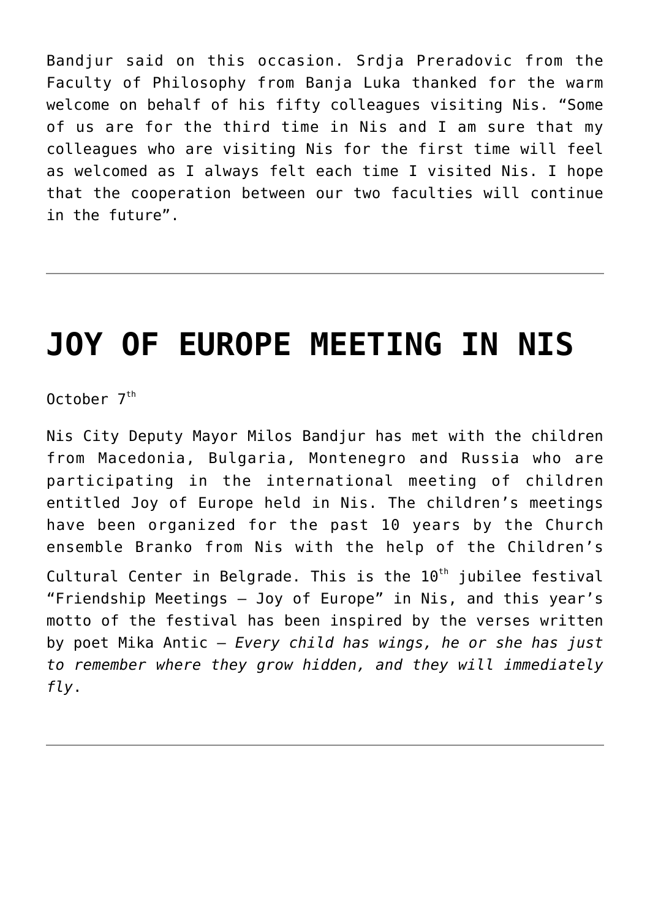Bandjur said on this occasion. Srdja Preradovic from the Faculty of Philosophy from Banja Luka thanked for the warm welcome on behalf of his fifty colleagues visiting Nis. "Some of us are for the third time in Nis and I am sure that my colleagues who are visiting Nis for the first time will feel as welcomed as I always felt each time I visited Nis. I hope that the cooperation between our two faculties will continue in the future".

---

# JOY OF EUROPE MEETING IN NIS

October 7th

Nis City Deputy Mayor Milos Bandjur has met with the children from Macedonia, Bulgaria, Montenegro and Russia who are participating in the international meeting of children entitled Joy of Europe held in Nis. The children's meetings have been organized for the past 10 years by the Church ensemble Branko from Nis with the help of the Children's Cultural Center in Belgrade. This is the 10th jubilee festival "Friendship Meetings – Joy of Europe" in Nis, and this year's motto of the festival has been inspired by the verses written by poet Mika Antic – *Every child has wings, he or she has just to remember where they grow hidden, and they will immediately fly*.

---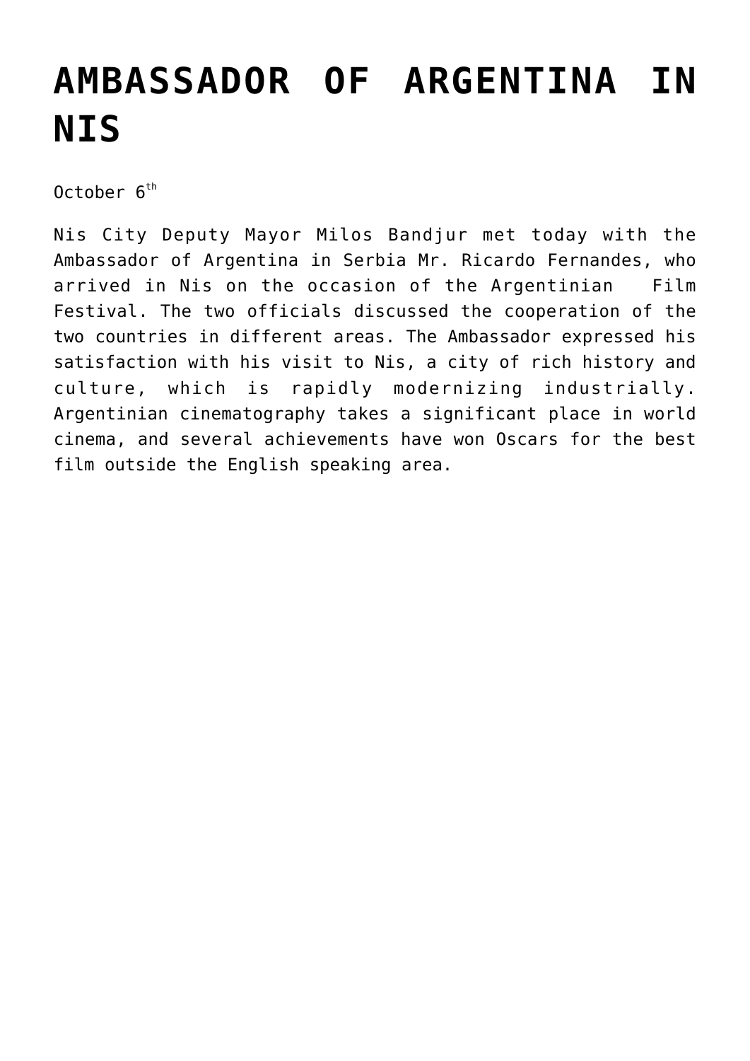# AMBASSADOR OF ARGENTINA IN NIS

October 6th

Nis City Deputy Mayor Milos Bandjur met today with the Ambassador of Argentina in Serbia Mr. Ricardo Fernandes, who arrived in Nis on the occasion of the Argentinian Film Festival. The two officials discussed the cooperation of the two countries in different areas. The Ambassador expressed his satisfaction with his visit to Nis, a city of rich history and culture, which is rapidly modernizing industrially. Argentinian cinematography takes a significant place in world cinema, and several achievements have won Oscars for the best film outside the English speaking area.